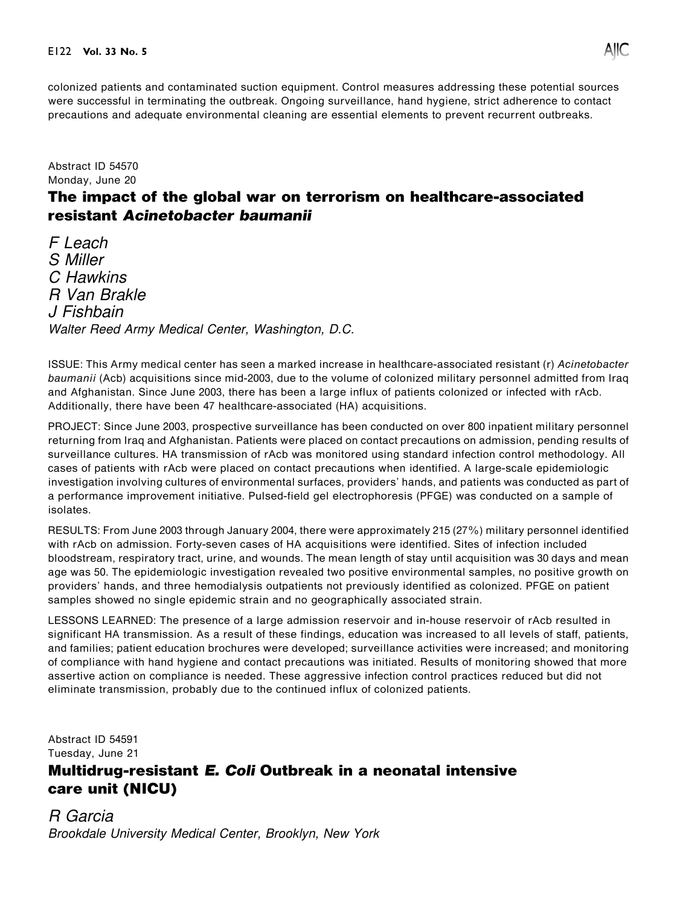colonized patients and contaminated suction equipment. Control measures addressing these potential sources were successful in terminating the outbreak. Ongoing surveillance, hand hygiene, strict adherence to contact precautions and adequate environmental cleaning are essential elements to prevent recurrent outbreaks.

Abstract ID 54570
Monday, June 20

## The impact of the global war on terrorism on healthcare-associated resistant *Acinetobacter baumanii*

*F Leach*
*S Miller*
*C Hawkins*
*R Van Brakle*
*J Fishbain*
*Walter Reed Army Medical Center, Washington, D.C.*

ISSUE: This Army medical center has seen a marked increase in healthcare-associated resistant (r) *Acinetobacter baumanii* (Acb) acquisitions since mid-2003, due to the volume of colonized military personnel admitted from Iraq and Afghanistan. Since June 2003, there has been a large influx of patients colonized or infected with rAcb. Additionally, there have been 47 healthcare-associated (HA) acquisitions.

PROJECT: Since June 2003, prospective surveillance has been conducted on over 800 inpatient military personnel returning from Iraq and Afghanistan. Patients were placed on contact precautions on admission, pending results of surveillance cultures. HA transmission of rAcb was monitored using standard infection control methodology. All cases of patients with rAcb were placed on contact precautions when identified. A large-scale epidemiologic investigation involving cultures of environmental surfaces, providers' hands, and patients was conducted as part of a performance improvement initiative. Pulsed-field gel electrophoresis (PFGE) was conducted on a sample of isolates.

RESULTS: From June 2003 through January 2004, there were approximately 215 (27%) military personnel identified with rAcb on admission. Forty-seven cases of HA acquisitions were identified. Sites of infection included bloodstream, respiratory tract, urine, and wounds. The mean length of stay until acquisition was 30 days and mean age was 50. The epidemiologic investigation revealed two positive environmental samples, no positive growth on providers' hands, and three hemodialysis outpatients not previously identified as colonized. PFGE on patient samples showed no single epidemic strain and no geographically associated strain.

LESSONS LEARNED: The presence of a large admission reservoir and in-house reservoir of rAcb resulted in significant HA transmission. As a result of these findings, education was increased to all levels of staff, patients, and families; patient education brochures were developed; surveillance activities were increased; and monitoring of compliance with hand hygiene and contact precautions was initiated. Results of monitoring showed that more assertive action on compliance is needed. These aggressive infection control practices reduced but did not eliminate transmission, probably due to the continued influx of colonized patients.

Abstract ID 54591
Tuesday, June 21

## Multidrug-resistant *E. Coli* Outbreak in a neonatal intensive care unit (NICU)

*R Garcia*
*Brookdale University Medical Center, Brooklyn, New York*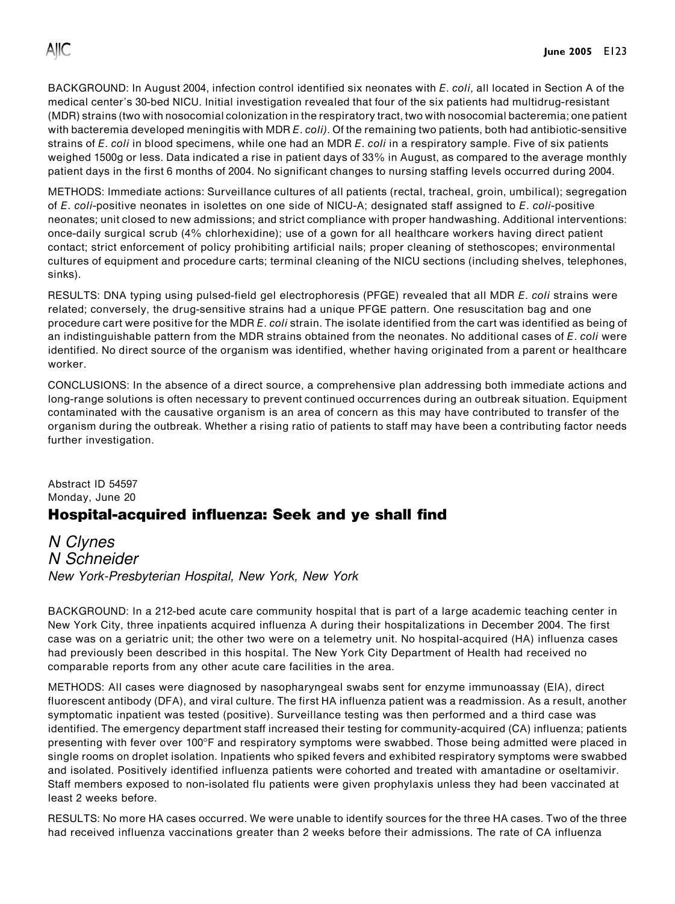BACKGROUND: In August 2004, infection control identified six neonates with *E. coli,* all located in Section A of the medical center's 30-bed NICU. Initial investigation revealed that four of the six patients had multidrug-resistant (MDR) strains (two with nosocomial colonization in the respiratory tract, two with nosocomial bacteremia; one patient with bacteremia developed meningitis with MDR *E. coli).* Of the remaining two patients, both had antibiotic-sensitive strains of *E. coli* in blood specimens, while one had an MDR *E. coli* in a respiratory sample. Five of six patients weighed 1500g or less. Data indicated a rise in patient days of 33% in August, as compared to the average monthly patient days in the first 6 months of 2004. No significant changes to nursing staffing levels occurred during 2004.

METHODS: Immediate actions: Surveillance cultures of all patients (rectal, tracheal, groin, umbilical); segregation of *E. coli*-positive neonates in isolettes on one side of NICU-A; designated staff assigned to *E. coli*-positive neonates; unit closed to new admissions; and strict compliance with proper handwashing. Additional interventions: once-daily surgical scrub (4% chlorhexidine); use of a gown for all healthcare workers having direct patient contact; strict enforcement of policy prohibiting artificial nails; proper cleaning of stethoscopes; environmental cultures of equipment and procedure carts; terminal cleaning of the NICU sections (including shelves, telephones, sinks).

RESULTS: DNA typing using pulsed-field gel electrophoresis (PFGE) revealed that all MDR *E. coli* strains were related; conversely, the drug-sensitive strains had a unique PFGE pattern. One resuscitation bag and one procedure cart were positive for the MDR *E. coli* strain. The isolate identified from the cart was identified as being of an indistinguishable pattern from the MDR strains obtained from the neonates. No additional cases of *E. coli* were identified. No direct source of the organism was identified, whether having originated from a parent or healthcare worker.

CONCLUSIONS: In the absence of a direct source, a comprehensive plan addressing both immediate actions and long-range solutions is often necessary to prevent continued occurrences during an outbreak situation. Equipment contaminated with the causative organism is an area of concern as this may have contributed to transfer of the organism during the outbreak. Whether a rising ratio of patients to staff may have been a contributing factor needs further investigation.

Abstract ID 54597
Monday, June 20

## Hospital-acquired influenza: Seek and ye shall find

*N Clynes*
*N Schneider*
*New York-Presbyterian Hospital, New York, New York*

BACKGROUND: In a 212-bed acute care community hospital that is part of a large academic teaching center in New York City, three inpatients acquired influenza A during their hospitalizations in December 2004. The first case was on a geriatric unit; the other two were on a telemetry unit. No hospital-acquired (HA) influenza cases had previously been described in this hospital. The New York City Department of Health had received no comparable reports from any other acute care facilities in the area.

METHODS: All cases were diagnosed by nasopharyngeal swabs sent for enzyme immunoassay (EIA), direct fluorescent antibody (DFA), and viral culture. The first HA influenza patient was a readmission. As a result, another symptomatic inpatient was tested (positive). Surveillance testing was then performed and a third case was identified. The emergency department staff increased their testing for community-acquired (CA) influenza; patients presenting with fever over 100°F and respiratory symptoms were swabbed. Those being admitted were placed in single rooms on droplet isolation. Inpatients who spiked fevers and exhibited respiratory symptoms were swabbed and isolated. Positively identified influenza patients were cohorted and treated with amantadine or oseltamivir. Staff members exposed to non-isolated flu patients were given prophylaxis unless they had been vaccinated at least 2 weeks before.

RESULTS: No more HA cases occurred. We were unable to identify sources for the three HA cases. Two of the three had received influenza vaccinations greater than 2 weeks before their admissions. The rate of CA influenza